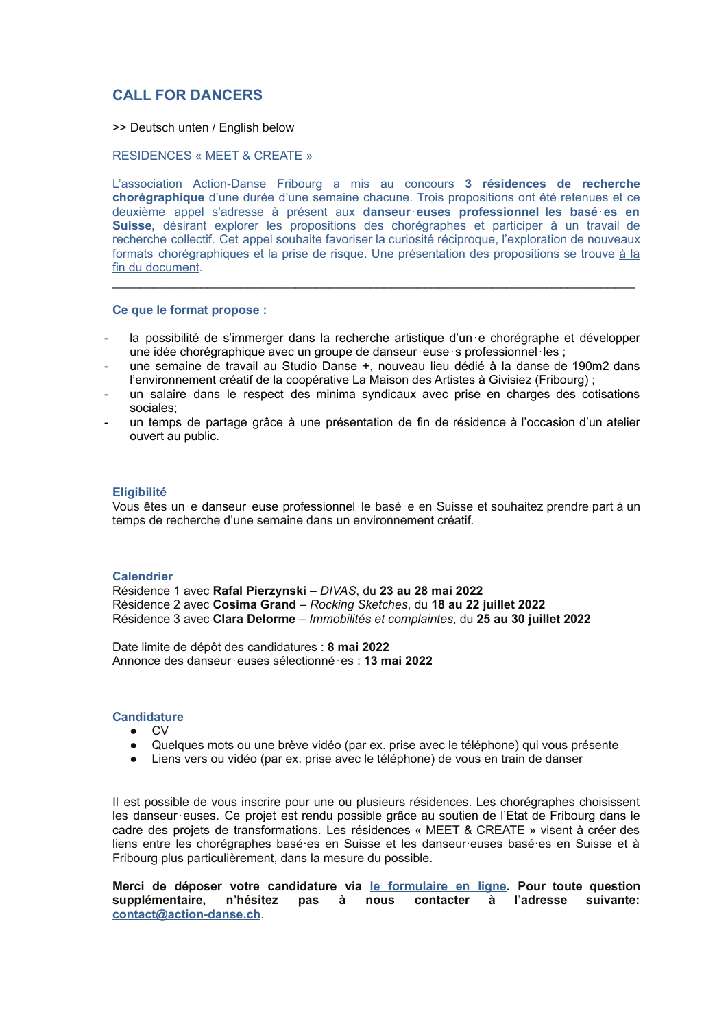# CALL FOR DANCERS

>> Deutsch unten / English below

## RESIDENCES « MEET & CREATE »

L'association Action-Danse Fribourg a mis au concours **3 résidences de recherche chorégraphique** d'une durée d'une semaine chacune. Trois propositions ont été retenues et ce deuxième appel s'adresse à présent aux **danseur·euses professionnel·les basé·es en Suisse,** désirant explorer les propositions des chorégraphes et participer à un travail de recherche collectif. Cet appel souhaite favoriser la curiosité réciproque, l'exploration de nouveaux formats chorégraphiques et la prise de risque. Une présentation des propositions se trouve à la fin du document.

---

### Ce que le format propose :

- la possibilité de s'immerger dans la recherche artistique d'un·e chorégraphe et développer une idée chorégraphique avec un groupe de danseur·euse·s professionnel·les ;
- une semaine de travail au Studio Danse +, nouveau lieu dédié à la danse de 190m2 dans l'environnement créatif de la coopérative La Maison des Artistes à Givisiez (Fribourg) ;
- un salaire dans le respect des minima syndicaux avec prise en charges des cotisations sociales;
- un temps de partage grâce à une présentation de fin de résidence à l'occasion d'un atelier ouvert au public.

### Eligibilité

Vous êtes un·e danseur·euse professionnel·le basé·e en Suisse et souhaitez prendre part à un temps de recherche d'une semaine dans un environnement créatif.

### Calendrier

Résidence 1 avec **Rafal Pierzynski** – *DIVAS*, du **23 au 28 mai 2022**
Résidence 2 avec **Cosima Grand** – *Rocking Sketches*, du **18 au 22 juillet 2022**
Résidence 3 avec **Clara Delorme** – *Immobilités et complaintes*, du **25 au 30 juillet 2022**

Date limite de dépôt des candidatures : **8 mai 2022**
Annonce des danseur·euses sélectionné·es : **13 mai 2022**

### Candidature

- CV
- Quelques mots ou une brève vidéo (par ex. prise avec le téléphone) qui vous présente
- Liens vers ou vidéo (par ex. prise avec le téléphone) de vous en train de danser

Il est possible de vous inscrire pour une ou plusieurs résidences. Les chorégraphes choisissent les danseur·euses. Ce projet est rendu possible grâce au soutien de l'Etat de Fribourg dans le cadre des projets de transformations. Les résidences « MEET & CREATE » visent à créer des liens entre les chorégraphes basé·es en Suisse et les danseur·euses basé·es en Suisse et à Fribourg plus particulièrement, dans la mesure du possible.

**Merci de déposer votre candidature via le formulaire en ligne. Pour toute question supplémentaire, n'hésitez pas à nous contacter à l'adresse suivante: contact@action-danse.ch**.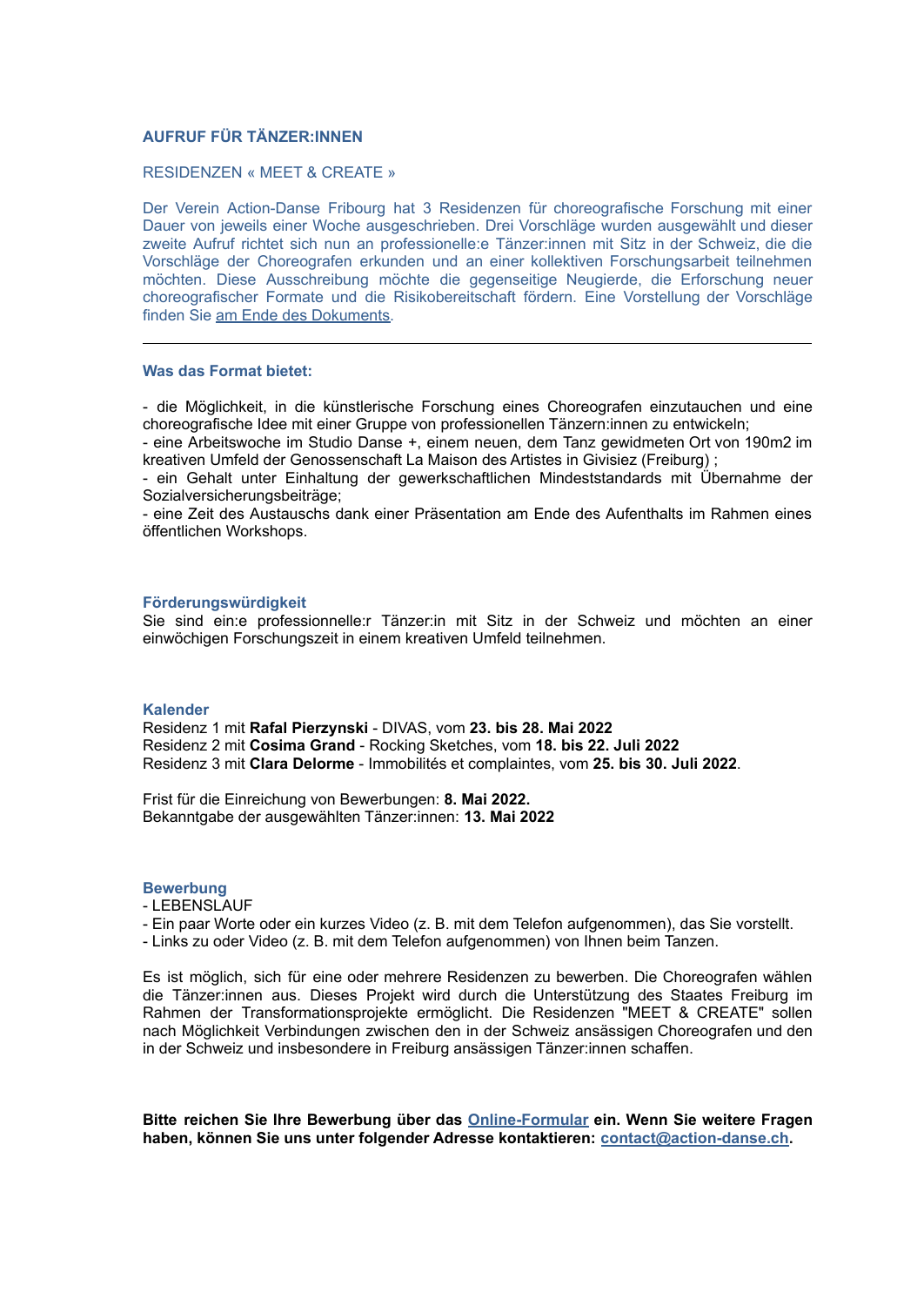## AUFRUF FÜR TÄNZER:INNEN

### RESIDENZEN « MEET & CREATE »

Der Verein Action-Danse Fribourg hat 3 Residenzen für choreografische Forschung mit einer Dauer von jeweils einer Woche ausgeschrieben. Drei Vorschläge wurden ausgewählt und dieser zweite Aufruf richtet sich nun an professionelle:e Tänzer:innen mit Sitz in der Schweiz, die die Vorschläge der Choreografen erkunden und an einer kollektiven Forschungsarbeit teilnehmen möchten. Diese Ausschreibung möchte die gegenseitige Neugierde, die Erforschung neuer choreografischer Formate und die Risikobereitschaft fördern. Eine Vorstellung der Vorschläge finden Sie am Ende des Dokuments.

---

### Was das Format bietet:

- die Möglichkeit, in die künstlerische Forschung eines Choreografen einzutauchen und eine choreografische Idee mit einer Gruppe von professionellen Tänzern:innen zu entwickeln;
- eine Arbeitswoche im Studio Danse +, einem neuen, dem Tanz gewidmeten Ort von 190m2 im kreativen Umfeld der Genossenschaft La Maison des Artistes in Givisiez (Freiburg) ;
- ein Gehalt unter Einhaltung der gewerkschaftlichen Mindeststandards mit Übernahme der Sozialversicherungsbeiträge;
- eine Zeit des Austauschs dank einer Präsentation am Ende des Aufenthalts im Rahmen eines öffentlichen Workshops.

### Förderungswürdigkeit

Sie sind ein:e professionelle:r Tänzer:in mit Sitz in der Schweiz und möchten an einer einwöchigen Forschungszeit in einem kreativen Umfeld teilnehmen.

### Kalender

Residenz 1 mit **Rafal Pierzynski** - DIVAS, vom **23. bis 28. Mai 2022**
Residenz 2 mit **Cosima Grand** - Rocking Sketches, vom **18. bis 22. Juli 2022**
Residenz 3 mit **Clara Delorme** - Immobilités et complaintes, vom **25. bis 30. Juli 2022**.

Frist für die Einreichung von Bewerbungen: **8. Mai 2022.**
Bekanntgabe der ausgewählten Tänzer:innen: **13. Mai 2022**

### Bewerbung

- LEBENSLAUF
- Ein paar Worte oder ein kurzes Video (z. B. mit dem Telefon aufgenommen), das Sie vorstellt.
- Links zu oder Video (z. B. mit dem Telefon aufgenommen) von Ihnen beim Tanzen.

Es ist möglich, sich für eine oder mehrere Residenzen zu bewerben. Die Choreografen wählen die Tänzer:innen aus. Dieses Projekt wird durch die Unterstützung des Staates Freiburg im Rahmen der Transformationsprojekte ermöglicht. Die Residenzen "MEET & CREATE" sollen nach Möglichkeit Verbindungen zwischen den in der Schweiz ansässigen Choreografen und den in der Schweiz und insbesondere in Freiburg ansässigen Tänzer:innen schaffen.

**Bitte reichen Sie Ihre Bewerbung über das Online-Formular ein. Wenn Sie weitere Fragen haben, können Sie uns unter folgender Adresse kontaktieren: contact@action-danse.ch.**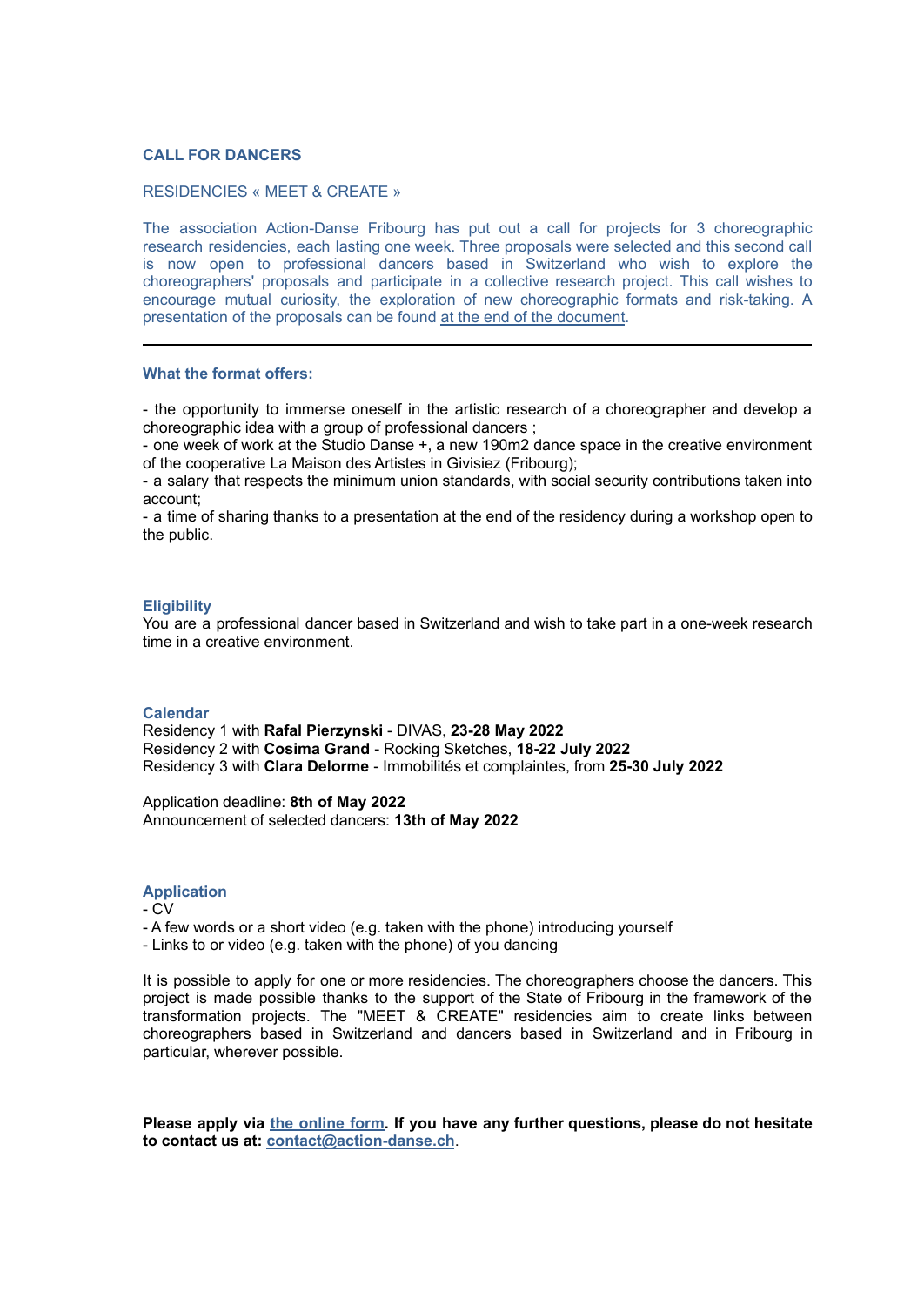## CALL FOR DANCERS

### RESIDENCIES « MEET & CREATE »

The association Action-Danse Fribourg has put out a call for projects for 3 choreographic research residencies, each lasting one week. Three proposals were selected and this second call is now open to professional dancers based in Switzerland who wish to explore the choreographers' proposals and participate in a collective research project. This call wishes to encourage mutual curiosity, the exploration of new choreographic formats and risk-taking. A presentation of the proposals can be found at the end of the document.

---

### What the format offers:

- the opportunity to immerse oneself in the artistic research of a choreographer and develop a choreographic idea with a group of professional dancers ;
- one week of work at the Studio Danse +, a new 190m2 dance space in the creative environment of the cooperative La Maison des Artistes in Givisiez (Fribourg);
- a salary that respects the minimum union standards, with social security contributions taken into account;
- a time of sharing thanks to a presentation at the end of the residency during a workshop open to the public.

### Eligibility

You are a professional dancer based in Switzerland and wish to take part in a one-week research time in a creative environment.

### Calendar

Residency 1 with **Rafal Pierzynski** - DIVAS, **23-28 May 2022**
Residency 2 with **Cosima Grand** - Rocking Sketches, **18-22 July 2022**
Residency 3 with **Clara Delorme** - Immobilités et complaintes, from **25-30 July 2022**

Application deadline: **8th of May 2022**
Announcement of selected dancers: **13th of May 2022**

### Application

- CV
- A few words or a short video (e.g. taken with the phone) introducing yourself
- Links to or video (e.g. taken with the phone) of you dancing

It is possible to apply for one or more residencies. The choreographers choose the dancers. This project is made possible thanks to the support of the State of Fribourg in the framework of the transformation projects. The "MEET & CREATE" residencies aim to create links between choreographers based in Switzerland and dancers based in Switzerland and in Fribourg in particular, wherever possible.

**Please apply via the online form. If you have any further questions, please do not hesitate to contact us at: contact@action-danse.ch.**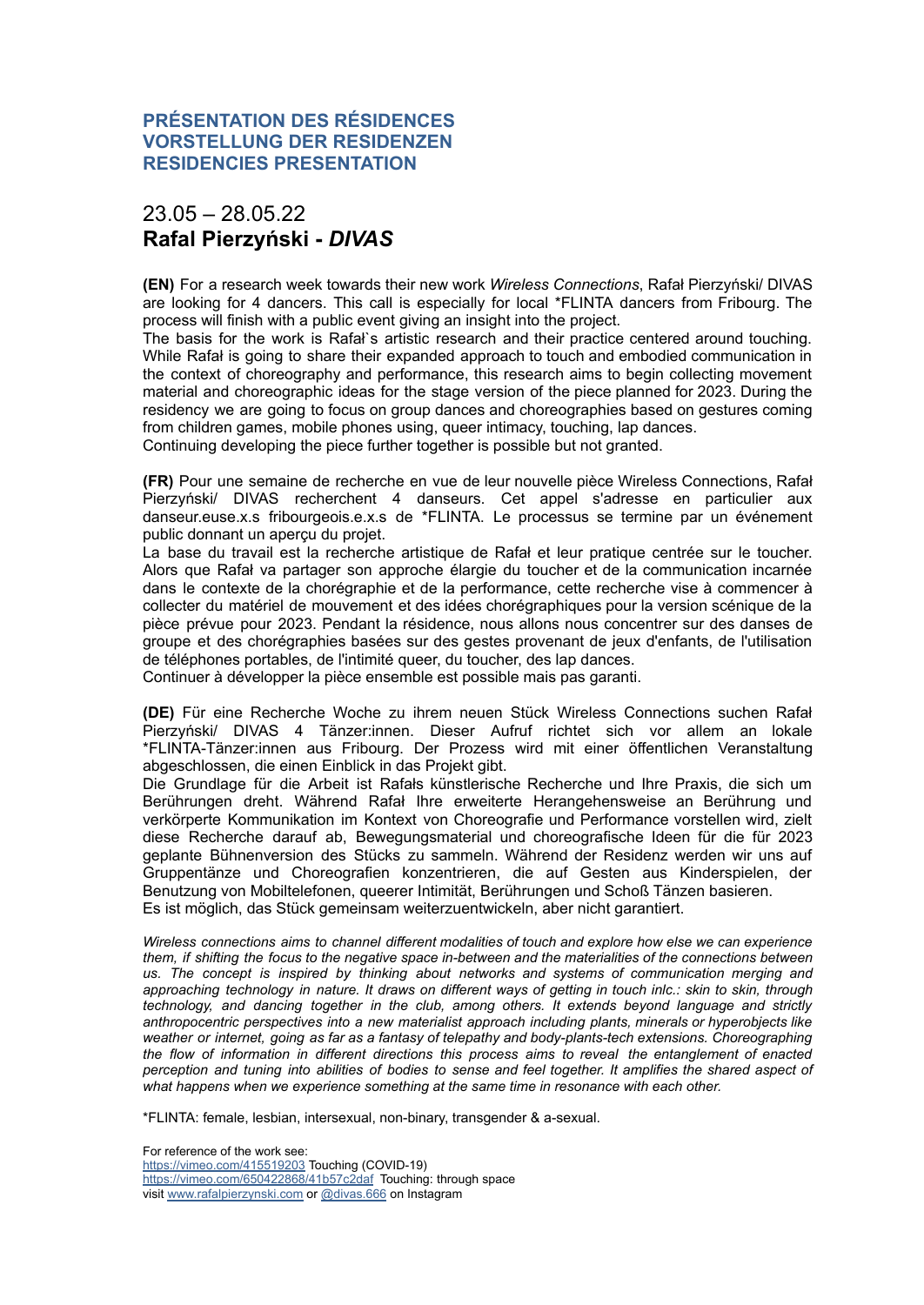## PRÉSENTATION DES RÉSIDENCES
## VORSTELLUNG DER RESIDENZEN
## RESIDENCIES PRESENTATION

## 23.05 – 28.05.22
## **Rafal Pierzyński - *DIVAS***

**(EN)** For a research week towards their new work *Wireless Connections*, Rafał Pierzyński/ DIVAS are looking for 4 dancers. This call is especially for local *FLINTA dancers from Fribourg. The process will finish with a public event giving an insight into the project.
The basis for the work is Rafał`s artistic research and their practice centered around touching. While Rafał is going to share their expanded approach to touch and embodied communication in the context of choreography and performance, this research aims to begin collecting movement material and choreographic ideas for the stage version of the piece planned for 2023. During the residency we are going to focus on group dances and choreographies based on gestures coming from children games, mobile phones using, queer intimacy, touching, lap dances.
Continuing developing the piece further together is possible but not granted.

**(FR)** Pour une semaine de recherche en vue de leur nouvelle pièce Wireless Connections, Rafał Pierzyński/ DIVAS recherchent 4 danseurs. Cet appel s'adresse en particulier aux danseur.euse.x.s fribourgeois.e.x.s de *FLINTA. Le processus se termine par un événement public donnant un aperçu du projet.
La base du travail est la recherche artistique de Rafał et leur pratique centrée sur le toucher. Alors que Rafał va partager son approche élargie du toucher et de la communication incarnée dans le contexte de la chorégraphie et de la performance, cette recherche vise à commencer à collecter du matériel de mouvement et des idées chorégraphiques pour la version scénique de la pièce prévue pour 2023. Pendant la résidence, nous allons nous concentrer sur des danses de groupe et des chorégraphies basées sur des gestes provenant de jeux d'enfants, de l'utilisation de téléphones portables, de l'intimité queer, du toucher, des lap dances.
Continuer à développer la pièce ensemble est possible mais pas garanti.

**(DE)** Für eine Recherche Woche zu ihrem neuen Stück Wireless Connections suchen Rafał Pierzyński/ DIVAS 4 Tänzer:innen. Dieser Aufruf richtet sich vor allem an lokale *FLINTA-Tänzer:innen aus Fribourg. Der Prozess wird mit einer öffentlichen Veranstaltung abgeschlossen, die einen Einblick in das Projekt gibt.
Die Grundlage für die Arbeit ist Rafałs künstlerische Recherche und Ihre Praxis, die sich um Berührungen dreht. Während Rafał Ihre erweiterte Herangehensweise an Berührung und verkörperte Kommunikation im Kontext von Choreografie und Performance vorstellen wird, zielt diese Recherche darauf ab, Bewegungsmaterial und choreografische Ideen für die für 2023 geplante Bühnenversion des Stücks zu sammeln. Während der Residenz werden wir uns auf Gruppentänze und Choreografien konzentrieren, die auf Gesten aus Kinderspielen, der Benutzung von Mobiltelefonen, queerer Intimität, Berührungen und Schoß Tänzen basieren.
Es ist möglich, das Stück gemeinsam weiterzuentwickeln, aber nicht garantiert.

*Wireless connections aims to channel different modalities of touch and explore how else we can experience them, if shifting the focus to the negative space in-between and the materialities of the connections between us. The concept is inspired by thinking about networks and systems of communication merging and approaching technology in nature. It draws on different ways of getting in touch inlc.: skin to skin, through technology, and dancing together in the club, among others. It extends beyond language and strictly anthropocentric perspectives into a new materialist approach including plants, minerals or hyperobjects like weather or internet, going as far as a fantasy of telepathy and body-plants-tech extensions. Choreographing the flow of information in different directions this process aims to reveal the entanglement of enacted perception and tuning into abilities of bodies to sense and feel together. It amplifies the shared aspect of what happens when we experience something at the same time in resonance with each other.*

*FLINTA: female, lesbian, intersexual, non-binary, transgender & a-sexual.

For reference of the work see:
https://vimeo.com/415519203 Touching (COVID-19)
https://vimeo.com/650422868/41b57c2daf Touching: through space
visit www.rafalpierzynski.com or @divas.666 on Instagram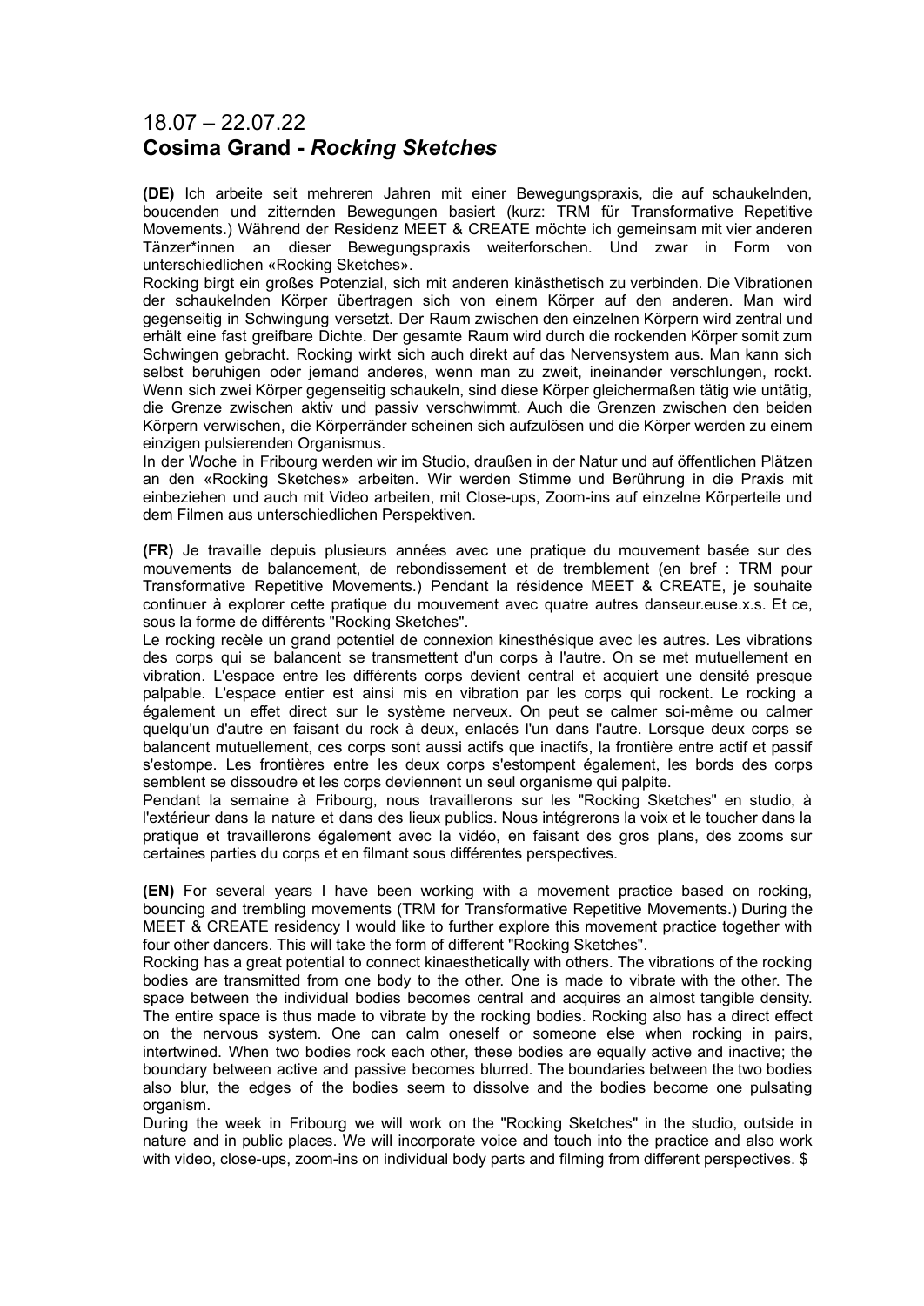## 18.07 – 22.07.22
## Cosima Grand - *Rocking Sketches*

**(DE)** Ich arbeite seit mehreren Jahren mit einer Bewegungspraxis, die auf schaukelnden, boucenden und zitternden Bewegungen basiert (kurz: TRM für Transformative Repetitive Movements.) Während der Residenz MEET & CREATE möchte ich gemeinsam mit vier anderen Tänzer*innen an dieser Bewegungspraxis weiterforschen. Und zwar in Form von unterschiedlichen «Rocking Sketches».
Rocking birgt ein großes Potenzial, sich mit anderen kinästhetisch zu verbinden. Die Vibrationen der schaukelnden Körper übertragen sich von einem Körper auf den anderen. Man wird gegenseitig in Schwingung versetzt. Der Raum zwischen den einzelnen Körpern wird zentral und erhält eine fast greifbare Dichte. Der gesamte Raum wird durch die rockenden Körper somit zum Schwingen gebracht. Rocking wirkt sich auch direkt auf das Nervensystem aus. Man kann sich selbst beruhigen oder jemand anderes, wenn man zu zweit, ineinander verschlungen, rockt. Wenn sich zwei Körper gegenseitig schaukeln, sind diese Körper gleichermaßen tätig wie untätig, die Grenze zwischen aktiv und passiv verschwimmt. Auch die Grenzen zwischen den beiden Körpern verwischen, die Körperränder scheinen sich aufzulösen und die Körper werden zu einem einzigen pulsierenden Organismus.
In der Woche in Fribourg werden wir im Studio, draußen in der Natur und auf öffentlichen Plätzen an den «Rocking Sketches» arbeiten. Wir werden Stimme und Berührung in die Praxis mit einbeziehen und auch mit Video arbeiten, mit Close-ups, Zoom-ins auf einzelne Körperteile und dem Filmen aus unterschiedlichen Perspektiven.

**(FR)** Je travaille depuis plusieurs années avec une pratique du mouvement basée sur des mouvements de balancement, de rebondissement et de tremblement (en bref : TRM pour Transformative Repetitive Movements.) Pendant la résidence MEET & CREATE, je souhaite continuer à explorer cette pratique du mouvement avec quatre autres danseur.euse.x.s. Et ce, sous la forme de différents "Rocking Sketches".
Le rocking recèle un grand potentiel de connexion kinesthésique avec les autres. Les vibrations des corps qui se balancent se transmettent d'un corps à l'autre. On se met mutuellement en vibration. L'espace entre les différents corps devient central et acquiert une densité presque palpable. L'espace entier est ainsi mis en vibration par les corps qui rockent. Le rocking a également un effet direct sur le système nerveux. On peut se calmer soi-même ou calmer quelqu'un d'autre en faisant du rock à deux, enlacés l'un dans l'autre. Lorsque deux corps se balancent mutuellement, ces corps sont aussi actifs qu'inactifs, la frontière entre actif et passif s'estompe. Les frontières entre les deux corps s'estompent également, les bords des corps semblent se dissoudre et les corps deviennent un seul organisme qui palpite.
Pendant la semaine à Fribourg, nous travaillerons sur les "Rocking Sketches" en studio, à l'extérieur dans la nature et dans des lieux publics. Nous intégrerons la voix et le toucher dans la pratique et travaillerons également avec la vidéo, en faisant des gros plans, des zooms sur certaines parties du corps et en filmant sous différentes perspectives.

**(EN)** For several years I have been working with a movement practice based on rocking, bouncing and trembling movements (TRM for Transformative Repetitive Movements.) During the MEET & CREATE residency I would like to further explore this movement practice together with four other dancers. This will take the form of different "Rocking Sketches".
Rocking has a great potential to connect kinaesthetically with others. The vibrations of the rocking bodies are transmitted from one body to the other. One is made to vibrate with the other. The space between the individual bodies becomes central and acquires an almost tangible density. The entire space is thus made to vibrate by the rocking bodies. Rocking also has a direct effect on the nervous system. One can calm oneself or someone else when rocking in pairs, intertwined. When two bodies rock each other, these bodies are equally active and inactive; the boundary between active and passive becomes blurred. The boundaries between the two bodies also blur, the edges of the bodies seem to dissolve and the bodies become one pulsating organism.
During the week in Fribourg we will work on the "Rocking Sketches" in the studio, outside in nature and in public places. We will incorporate voice and touch into the practice and also work with video, close-ups, zoom-ins on individual body parts and filming from different perspectives. $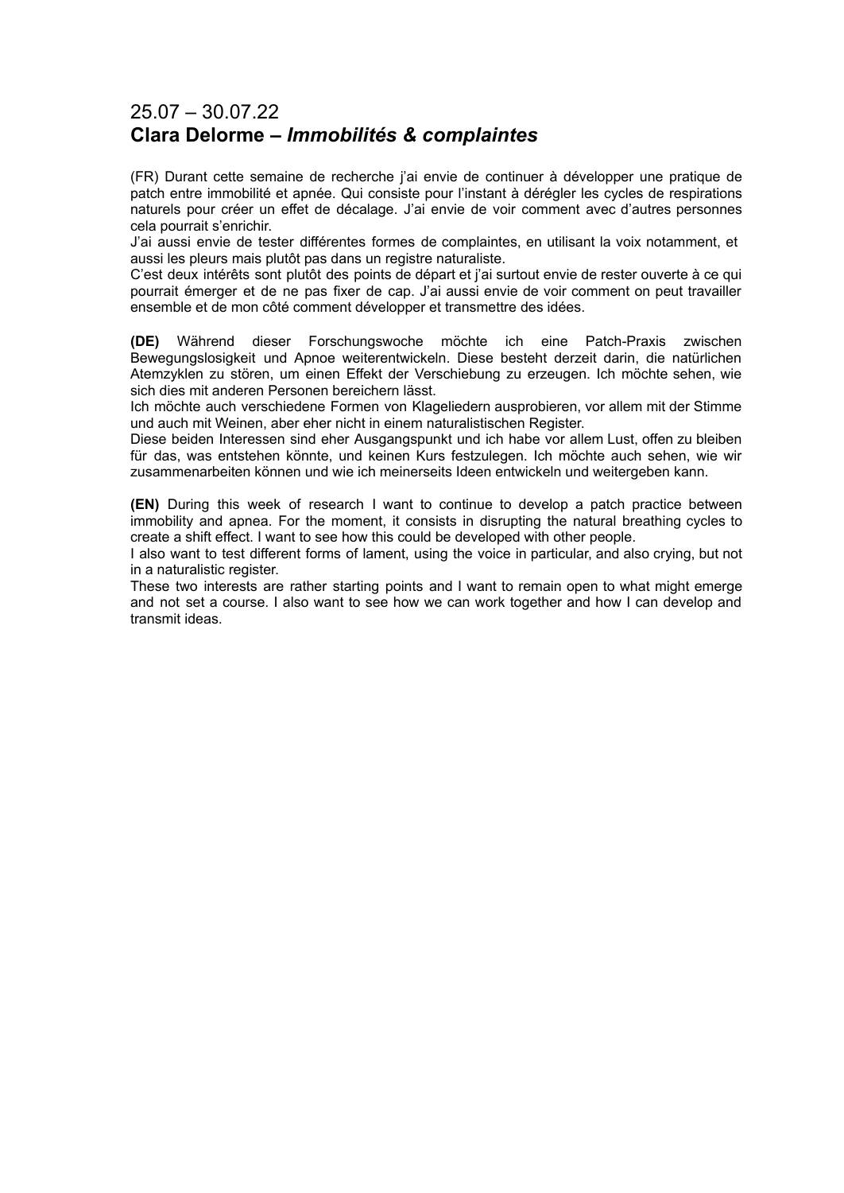## 25.07 – 30.07.22
## Clara Delorme – *Immobilités & complaintes*

(FR) Durant cette semaine de recherche j'ai envie de continuer à développer une pratique de patch entre immobilité et apnée. Qui consiste pour l'instant à dérégler les cycles de respirations naturels pour créer un effet de décalage. J'ai envie de voir comment avec d'autres personnes cela pourrait s'enrichir.
J'ai aussi envie de tester différentes formes de complaintes, en utilisant la voix notamment, et aussi les pleurs mais plutôt pas dans un registre naturaliste.
C'est deux intérêts sont plutôt des points de départ et j'ai surtout envie de rester ouverte à ce qui pourrait émerger et de ne pas fixer de cap. J'ai aussi envie de voir comment on peut travailler ensemble et de mon côté comment développer et transmettre des idées.

**(DE)** Während dieser Forschungswoche möchte ich eine Patch-Praxis zwischen Bewegungslosigkeit und Apnoe weiterentwickeln. Diese besteht derzeit darin, die natürlichen Atemzyklen zu stören, um einen Effekt der Verschiebung zu erzeugen. Ich möchte sehen, wie sich dies mit anderen Personen bereichern lässt.
Ich möchte auch verschiedene Formen von Klageliedern ausprobieren, vor allem mit der Stimme und auch mit Weinen, aber eher nicht in einem naturalistischen Register.
Diese beiden Interessen sind eher Ausgangspunkt und ich habe vor allem Lust, offen zu bleiben für das, was entstehen könnte, und keinen Kurs festzulegen. Ich möchte auch sehen, wie wir zusammenarbeiten können und wie ich meinerseits Ideen entwickeln und weitergeben kann.

**(EN)** During this week of research I want to continue to develop a patch practice between immobility and apnea. For the moment, it consists in disrupting the natural breathing cycles to create a shift effect. I want to see how this could be developed with other people.
I also want to test different forms of lament, using the voice in particular, and also crying, but not in a naturalistic register.
These two interests are rather starting points and I want to remain open to what might emerge and not set a course. I also want to see how we can work together and how I can develop and transmit ideas.